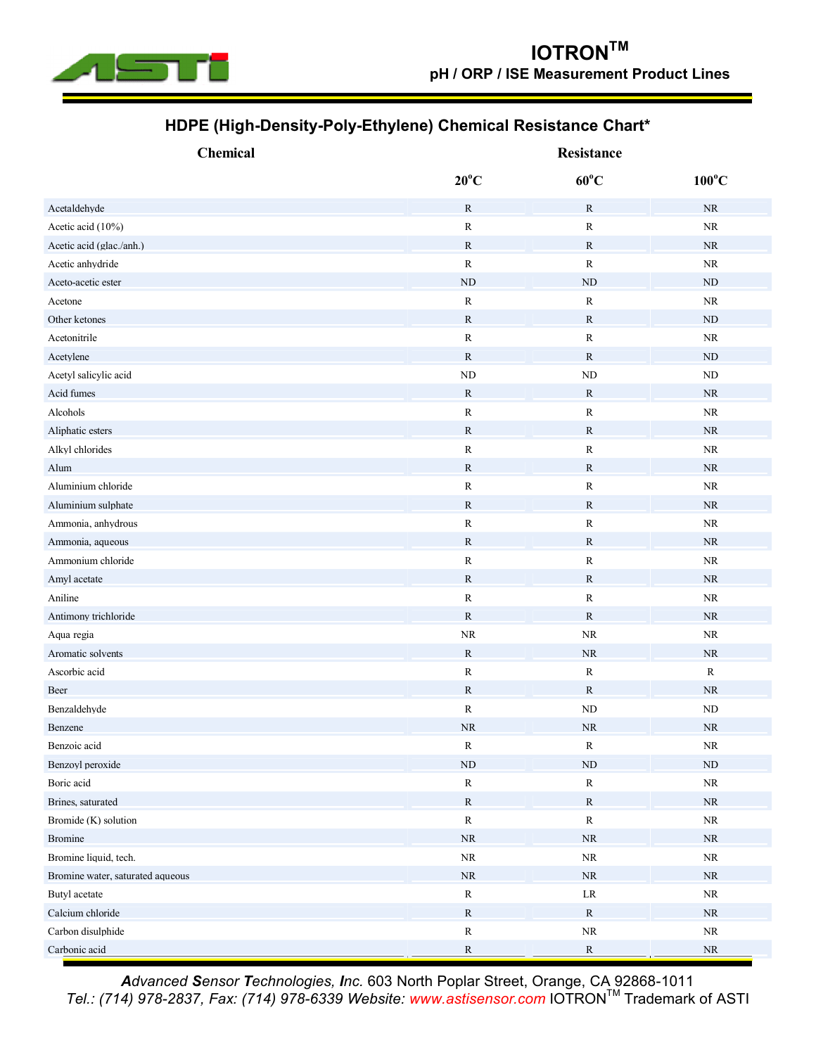# HDPE (High-Density-Poly-Ethylene) Chemical Resistance Chart*

| Chemical | Resistance | | |
|---|---|---|---|
| | 20°C | 60°C | 100°C |
| Acetaldehyde | R | R | NR |
| Acetic acid (10%) | R | R | NR |
| Acetic acid (glac./anh.) | R | R | NR |
| Acetic anhydride | R | R | NR |
| Aceto-acetic ester | ND | ND | ND |
| Acetone | R | R | NR |
| Other ketones | R | R | ND |
| Acetonitrile | R | R | NR |
| Acetylene | R | R | ND |
| Acetyl salicylic acid | ND | ND | ND |
| Acid fumes | R | R | NR |
| Alcohols | R | R | NR |
| Aliphatic esters | R | R | NR |
| Alkyl chlorides | R | R | NR |
| Alum | R | R | NR |
| Aluminium chloride | R | R | NR |
| Aluminium sulphate | R | R | NR |
| Ammonia, anhydrous | R | R | NR |
| Ammonia, aqueous | R | R | NR |
| Ammonium chloride | R | R | NR |
| Amyl acetate | R | R | NR |
| Aniline | R | R | NR |
| Antimony trichloride | R | R | NR |
| Aqua regia | NR | NR | NR |
| Aromatic solvents | R | NR | NR |
| Ascorbic acid | R | R | R |
| Beer | R | R | NR |
| Benzaldehyde | R | ND | ND |
| Benzene | NR | NR | NR |
| Benzoic acid | R | R | NR |
| Benzoyl peroxide | ND | ND | ND |
| Boric acid | R | R | NR |
| Brines, saturated | R | R | NR |
| Bromide (K) solution | R | R | NR |
| Bromine | NR | NR | NR |
| Bromine liquid, tech. | NR | NR | NR |
| Bromine water, saturated aqueous | NR | NR | NR |
| Butyl acetate | R | LR | NR |
| Calcium chloride | R | R | NR |
| Carbon disulphide | R | NR | NR |
| Carbonic acid | R | R | NR |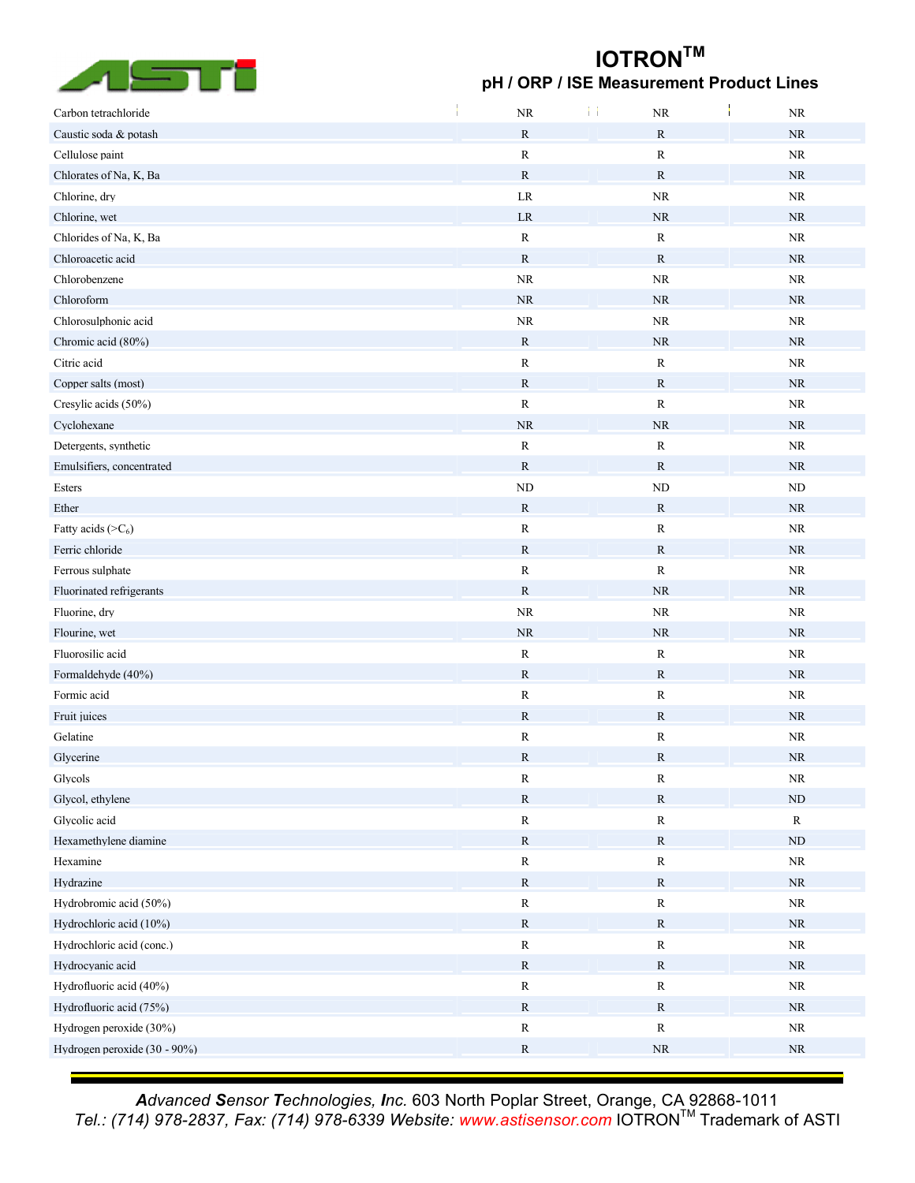| | | | |
|---|---|---|---|
| Carbon tetrachloride | NR | NR | NR |
| Caustic soda & potash | R | R | NR |
| Cellulose paint | R | R | NR |
| Chlorates of Na, K, Ba | R | R | NR |
| Chlorine, dry | LR | NR | NR |
| Chlorine, wet | LR | NR | NR |
| Chlorides of Na, K, Ba | R | R | NR |
| Chloroacetic acid | R | R | NR |
| Chlorobenzene | NR | NR | NR |
| Chloroform | NR | NR | NR |
| Chlorosulphonic acid | NR | NR | NR |
| Chromic acid (80%) | R | NR | NR |
| Citric acid | R | R | NR |
| Copper salts (most) | R | R | NR |
| Cresylic acids (50%) | R | R | NR |
| Cyclohexane | NR | NR | NR |
| Detergents, synthetic | R | R | NR |
| Emulsifiers, concentrated | R | R | NR |
| Esters | ND | ND | ND |
| Ether | R | R | NR |
| Fatty acids (> $C_6$) | R | R | NR |
| Ferric chloride | R | R | NR |
| Ferrous sulphate | R | R | NR |
| Fluorinated refrigerants | R | NR | NR |
| Fluorine, dry | NR | NR | NR |
| Flourine, wet | NR | NR | NR |
| Fluorosilic acid | R | R | NR |
| Formaldehyde (40%) | R | R | NR |
| Formic acid | R | R | NR |
| Fruit juices | R | R | NR |
| Gelatine | R | R | NR |
| Glycerine | R | R | NR |
| Glycols | R | R | NR |
| Glycol, ethylene | R | R | ND |
| Glycolic acid | R | R | R |
| Hexamethylene diamine | R | R | ND |
| Hexamine | R | R | NR |
| Hydrazine | R | R | NR |
| Hydrobromic acid (50%) | R | R | NR |
| Hydrochloric acid (10%) | R | R | NR |
| Hydrochloric acid (conc.) | R | R | NR |
| Hydrocyanic acid | R | R | NR |
| Hydrofluoric acid (40%) | R | R | NR |
| Hydrofluoric acid (75%) | R | R | NR |
| Hydrogen peroxide (30%) | R | R | NR |
| Hydrogen peroxide (30 - 90%) | R | NR | NR |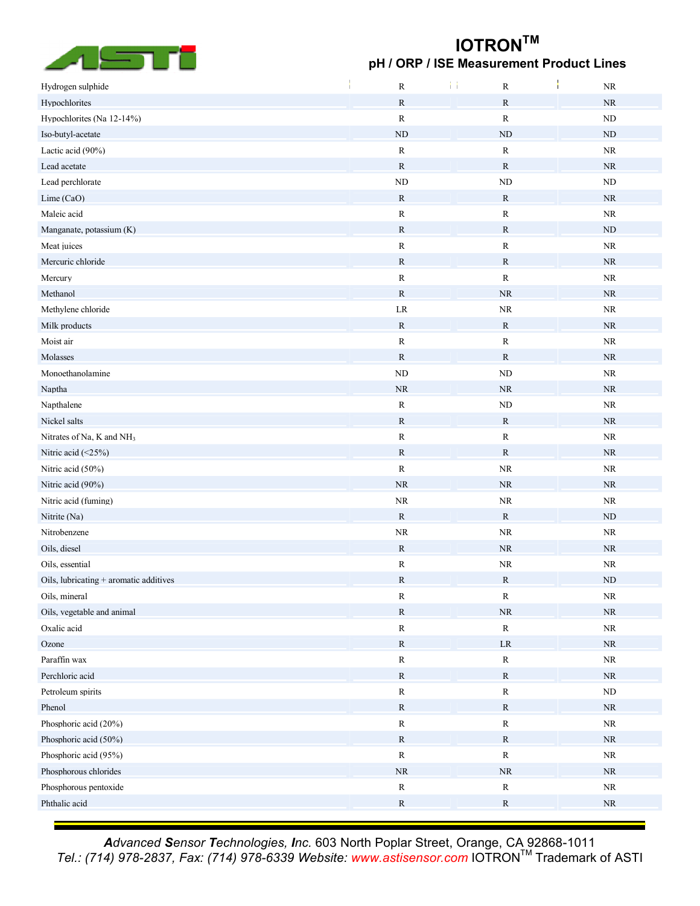| | | | |
|---|---|---|---|
| Hydrogen sulphide | R | R | NR |
| Hypochlorites | R | R | NR |
| Hypochlorites (Na 12-14%) | R | R | ND |
| Iso-butyl-acetate | ND | ND | ND |
| Lactic acid (90%) | R | R | NR |
| Lead acetate | R | R | NR |
| Lead perchlorate | ND | ND | ND |
| Lime (CaO) | R | R | NR |
| Maleic acid | R | R | NR |
| Manganate, potassium (K) | R | R | ND |
| Meat juices | R | R | NR |
| Mercuric chloride | R | R | NR |
| Mercury | R | R | NR |
| Methanol | R | NR | NR |
| Methylene chloride | LR | NR | NR |
| Milk products | R | R | NR |
| Moist air | R | R | NR |
| Molasses | R | R | NR |
| Monoethanolamine | ND | ND | NR |
| Naptha | NR | NR | NR |
| Napthalene | R | ND | NR |
| Nickel salts | R | R | NR |
| Nitrates of Na, K and $NH_3$ | R | R | NR |
| Nitric acid (<25%) | R | R | NR |
| Nitric acid (50%) | R | NR | NR |
| Nitric acid (90%) | NR | NR | NR |
| Nitric acid (fuming) | NR | NR | NR |
| Nitrite (Na) | R | R | ND |
| Nitrobenzene | NR | NR | NR |
| Oils, diesel | R | NR | NR |
| Oils, essential | R | NR | NR |
| Oils, lubricating + aromatic additives | R | R | ND |
| Oils, mineral | R | R | NR |
| Oils, vegetable and animal | R | NR | NR |
| Oxalic acid | R | R | NR |
| Ozone | R | LR | NR |
| Paraffin wax | R | R | NR |
| Perchloric acid | R | R | NR |
| Petroleum spirits | R | R | ND |
| Phenol | R | R | NR |
| Phosphoric acid (20%) | R | R | NR |
| Phosphoric acid (50%) | R | R | NR |
| Phosphoric acid (95%) | R | R | NR |
| Phosphorous chlorides | NR | NR | NR |
| Phosphorous pentoxide | R | R | NR |
| Phthalic acid | R | R | NR |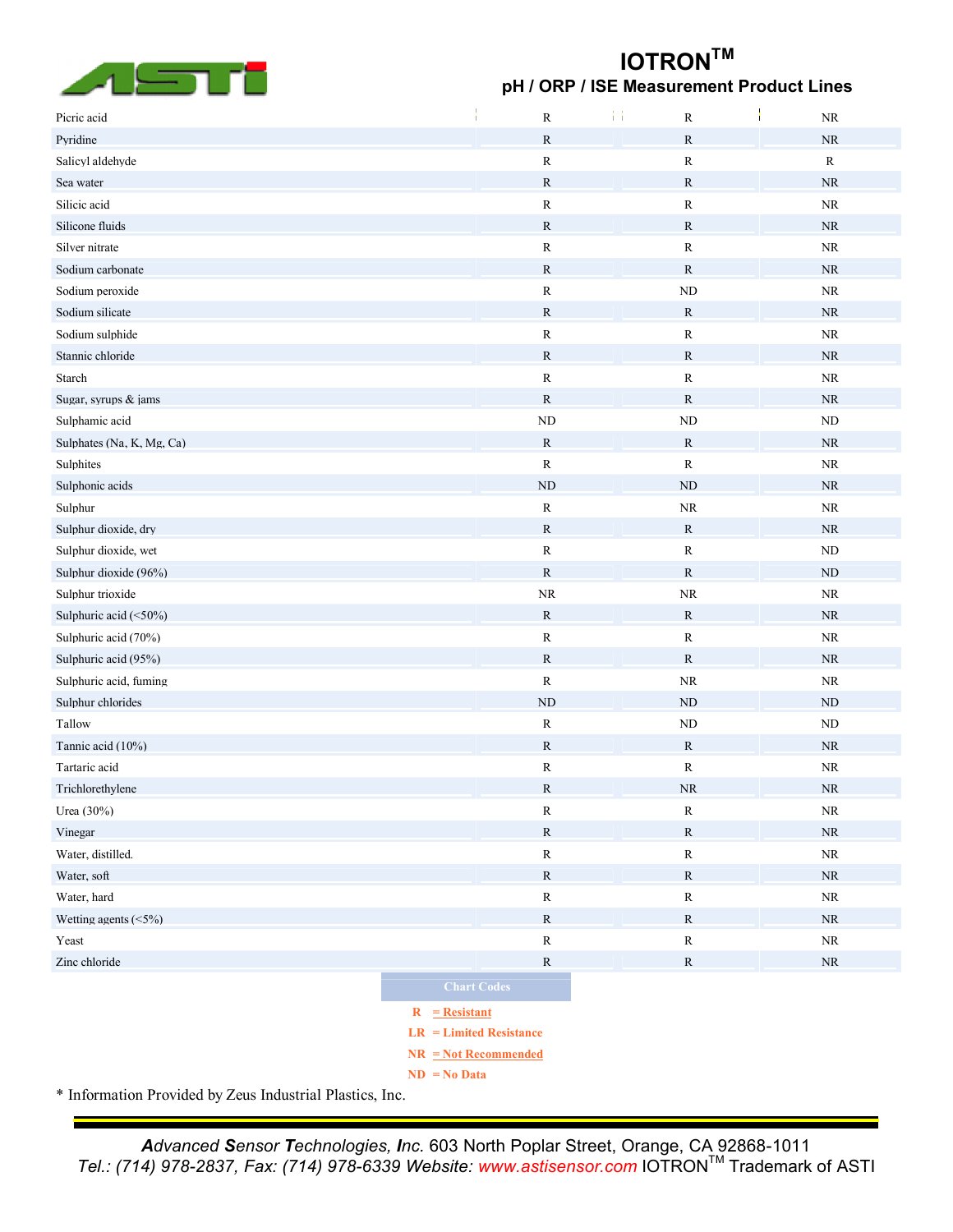# IOTRON™

## pH / ORP / ISE Measurement Product Lines

| | | | |
|---|---|---|---|
| Picric acid | R | R | NR |
| Pyridine | R | R | NR |
| Salicyl aldehyde | R | R | R |
| Sea water | R | R | NR |
| Silicic acid | R | R | NR |
| Silicone fluids | R | R | NR |
| Silver nitrate | R | R | NR |
| Sodium carbonate | R | R | NR |
| Sodium peroxide | R | ND | NR |
| Sodium silicate | R | R | NR |
| Sodium sulphide | R | R | NR |
| Stannic chloride | R | R | NR |
| Starch | R | R | NR |
| Sugar, syrups & jams | R | R | NR |
| Sulphamic acid | ND | ND | ND |
| Sulphates (Na, K, Mg, Ca) | R | R | NR |
| Sulphites | R | R | NR |
| Sulphonic acids | ND | ND | NR |
| Sulphur | R | NR | NR |
| Sulphur dioxide, dry | R | R | NR |
| Sulphur dioxide, wet | R | R | ND |
| Sulphur dioxide (96%) | R | R | ND |
| Sulphur trioxide | NR | NR | NR |
| Sulphuric acid (<50%) | R | R | NR |
| Sulphuric acid (70%) | R | R | NR |
| Sulphuric acid (95%) | R | R | NR |
| Sulphuric acid, fuming | R | NR | NR |
| Sulphur chlorides | ND | ND | ND |
| Tallow | R | ND | ND |
| Tannic acid (10%) | R | R | NR |
| Tartaric acid | R | R | NR |
| Trichlorethylene | R | NR | NR |
| Urea (30%) | R | R | NR |
| Vinegar | R | R | NR |
| Water, distilled. | R | R | NR |
| Water, soft | R | R | NR |
| Water, hard | R | R | NR |
| Wetting agents (<5%) | R | R | NR |
| Yeast | R | R | NR |
| Zinc chloride | R | R | NR |

**Chart Codes**

- R = Resistant
- LR = Limited Resistance
- NR = Not Recommended
- ND = No Data

* Information Provided by Zeus Industrial Plastics, Inc.

*Advanced Sensor Technologies, Inc.* 603 North Poplar Street, Orange, CA 92868-1011
*Tel.: (714) 978-2837, Fax: (714) 978-6339 Website:* www.astisensor.com IOTRON™ Trademark of ASTI